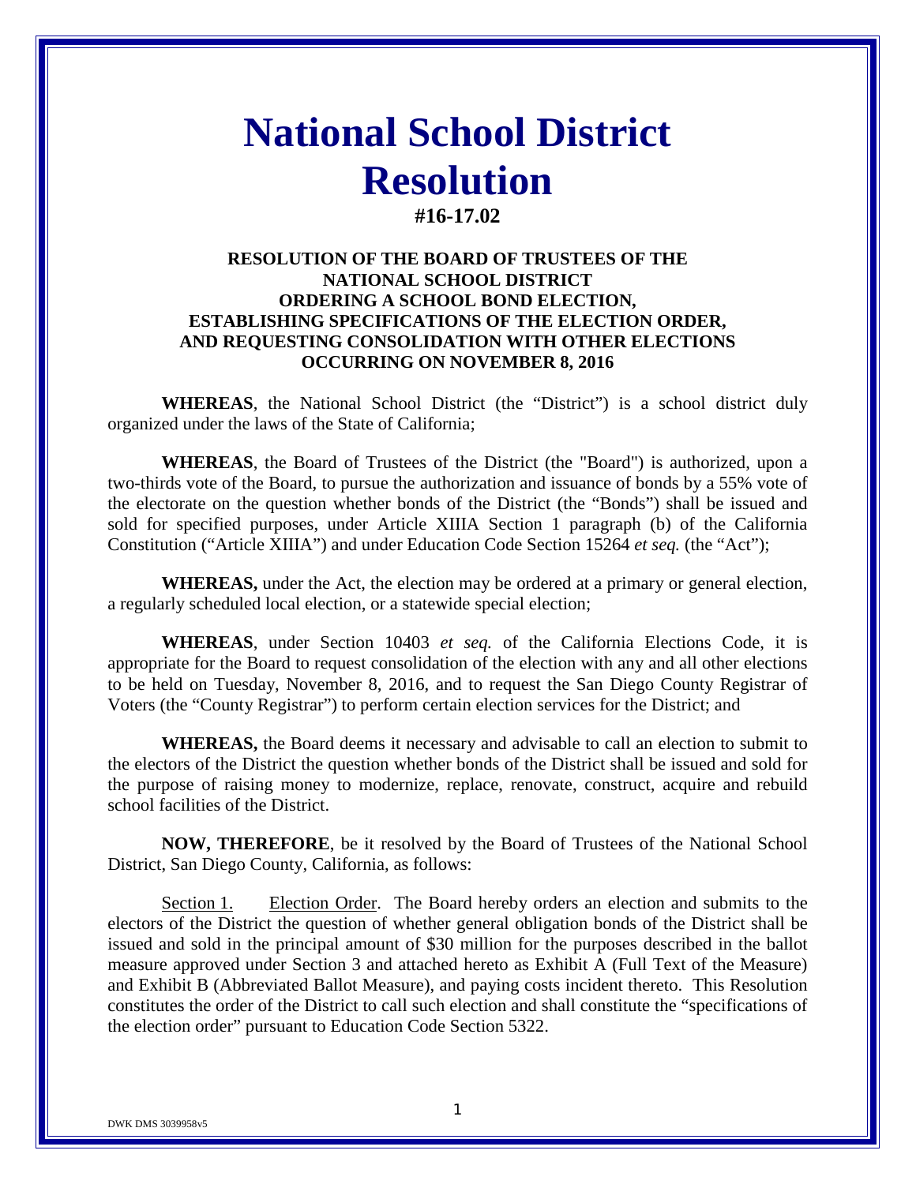# National School District Resolution

**#16-17.02**

**RESOLUTION OF THE BOARD OF TRUSTEES OF THE NATIONAL SCHOOL DISTRICT ORDERING A SCHOOL BOND ELECTION, ESTABLISHING SPECIFICATIONS OF THE ELECTION ORDER, AND REQUESTING CONSOLIDATION WITH OTHER ELECTIONS OCCURRING ON NOVEMBER 8, 2016**

**WHEREAS**, the National School District (the "District") is a school district duly organized under the laws of the State of California;

**WHEREAS**, the Board of Trustees of the District (the "Board") is authorized, upon a two-thirds vote of the Board, to pursue the authorization and issuance of bonds by a 55% vote of the electorate on the question whether bonds of the District (the "Bonds") shall be issued and sold for specified purposes, under Article XIIIA Section 1 paragraph (b) of the California Constitution ("Article XIIIA") and under Education Code Section 15264 *et seq.* (the "Act");

**WHEREAS,** under the Act, the election may be ordered at a primary or general election, a regularly scheduled local election, or a statewide special election;

**WHEREAS**, under Section 10403 *et seq.* of the California Elections Code, it is appropriate for the Board to request consolidation of the election with any and all other elections to be held on Tuesday, November 8, 2016, and to request the San Diego County Registrar of Voters (the "County Registrar") to perform certain election services for the District; and

**WHEREAS,** the Board deems it necessary and advisable to call an election to submit to the electors of the District the question whether bonds of the District shall be issued and sold for the purpose of raising money to modernize, replace, renovate, construct, acquire and rebuild school facilities of the District.

**NOW, THEREFORE**, be it resolved by the Board of Trustees of the National School District, San Diego County, California, as follows:

Section 1. Election Order. The Board hereby orders an election and submits to the electors of the District the question of whether general obligation bonds of the District shall be issued and sold in the principal amount of \$30 million for the purposes described in the ballot measure approved under Section 3 and attached hereto as Exhibit A (Full Text of the Measure) and Exhibit B (Abbreviated Ballot Measure), and paying costs incident thereto. This Resolution constitutes the order of the District to call such election and shall constitute the "specifications of the election order" pursuant to Education Code Section 5322.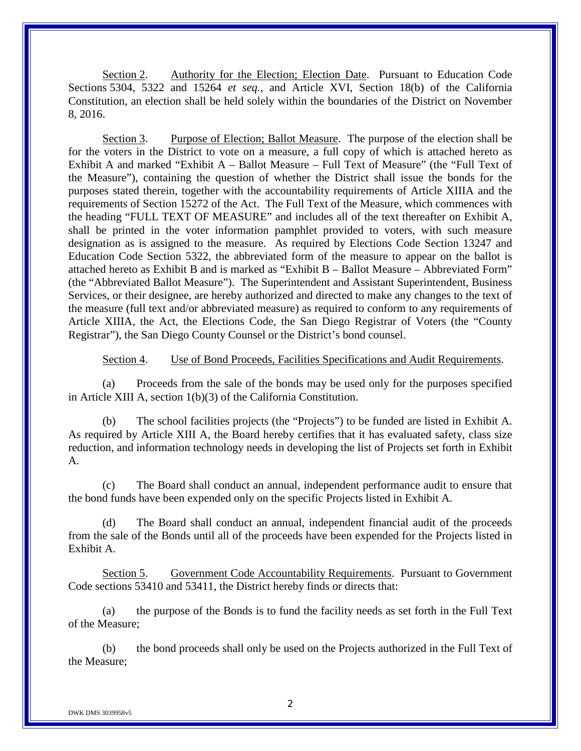Section 2. Authority for the Election; Election Date. Pursuant to Education Code Sections 5304, 5322 and 15264 *et seq.*, and Article XVI, Section 18(b) of the California Constitution, an election shall be held solely within the boundaries of the District on November 8, 2016.

Section 3. Purpose of Election; Ballot Measure. The purpose of the election shall be for the voters in the District to vote on a measure, a full copy of which is attached hereto as Exhibit A and marked "Exhibit A – Ballot Measure – Full Text of Measure" (the "Full Text of the Measure"), containing the question of whether the District shall issue the bonds for the purposes stated therein, together with the accountability requirements of Article XIIIA and the requirements of Section 15272 of the Act. The Full Text of the Measure, which commences with the heading "FULL TEXT OF MEASURE" and includes all of the text thereafter on Exhibit A, shall be printed in the voter information pamphlet provided to voters, with such measure designation as is assigned to the measure. As required by Elections Code Section 13247 and Education Code Section 5322, the abbreviated form of the measure to appear on the ballot is attached hereto as Exhibit B and is marked as "Exhibit B – Ballot Measure – Abbreviated Form" (the "Abbreviated Ballot Measure"). The Superintendent and Assistant Superintendent, Business Services, or their designee, are hereby authorized and directed to make any changes to the text of the measure (full text and/or abbreviated measure) as required to conform to any requirements of Article XIIIA, the Act, the Elections Code, the San Diego Registrar of Voters (the "County Registrar"), the San Diego County Counsel or the District's bond counsel.

Section 4. Use of Bond Proceeds, Facilities Specifications and Audit Requirements.

(a) Proceeds from the sale of the bonds may be used only for the purposes specified in Article XIII A, section 1(b)(3) of the California Constitution.

(b) The school facilities projects (the "Projects") to be funded are listed in Exhibit A. As required by Article XIII A, the Board hereby certifies that it has evaluated safety, class size reduction, and information technology needs in developing the list of Projects set forth in Exhibit A.

(c) The Board shall conduct an annual, independent performance audit to ensure that the bond funds have been expended only on the specific Projects listed in Exhibit A.

(d) The Board shall conduct an annual, independent financial audit of the proceeds from the sale of the Bonds until all of the proceeds have been expended for the Projects listed in Exhibit A.

Section 5. Government Code Accountability Requirements. Pursuant to Government Code sections 53410 and 53411, the District hereby finds or directs that:

(a) the purpose of the Bonds is to fund the facility needs as set forth in the Full Text of the Measure;

(b) the bond proceeds shall only be used on the Projects authorized in the Full Text of the Measure;

DWK DMS 3039958v5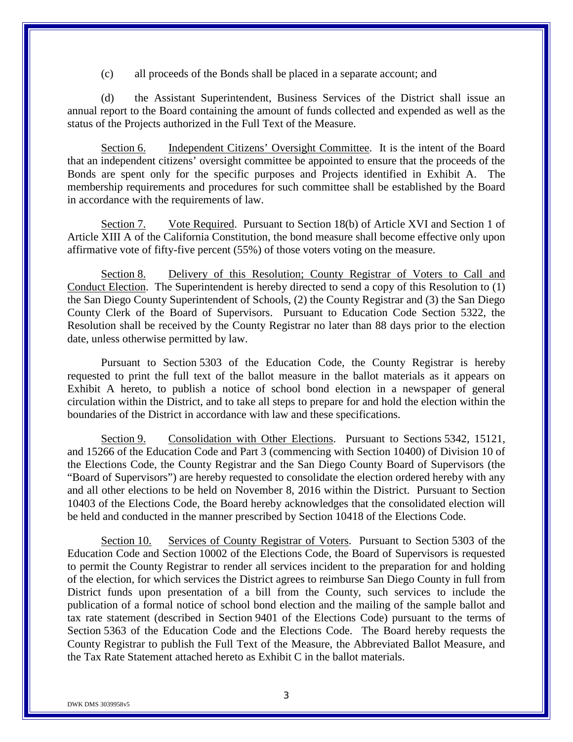(c) all proceeds of the Bonds shall be placed in a separate account; and

(d) the Assistant Superintendent, Business Services of the District shall issue an annual report to the Board containing the amount of funds collected and expended as well as the status of the Projects authorized in the Full Text of the Measure.

Section 6. Independent Citizens' Oversight Committee. It is the intent of the Board that an independent citizens' oversight committee be appointed to ensure that the proceeds of the Bonds are spent only for the specific purposes and Projects identified in Exhibit A. The membership requirements and procedures for such committee shall be established by the Board in accordance with the requirements of law.

Section 7. Vote Required. Pursuant to Section 18(b) of Article XVI and Section 1 of Article XIII A of the California Constitution, the bond measure shall become effective only upon affirmative vote of fifty-five percent (55%) of those voters voting on the measure.

Section 8. Delivery of this Resolution; County Registrar of Voters to Call and Conduct Election. The Superintendent is hereby directed to send a copy of this Resolution to (1) the San Diego County Superintendent of Schools, (2) the County Registrar and (3) the San Diego County Clerk of the Board of Supervisors. Pursuant to Education Code Section 5322, the Resolution shall be received by the County Registrar no later than 88 days prior to the election date, unless otherwise permitted by law.

Pursuant to Section 5303 of the Education Code, the County Registrar is hereby requested to print the full text of the ballot measure in the ballot materials as it appears on Exhibit A hereto, to publish a notice of school bond election in a newspaper of general circulation within the District, and to take all steps to prepare for and hold the election within the boundaries of the District in accordance with law and these specifications.

Section 9. Consolidation with Other Elections. Pursuant to Sections 5342, 15121, and 15266 of the Education Code and Part 3 (commencing with Section 10400) of Division 10 of the Elections Code, the County Registrar and the San Diego County Board of Supervisors (the "Board of Supervisors") are hereby requested to consolidate the election ordered hereby with any and all other elections to be held on November 8, 2016 within the District. Pursuant to Section 10403 of the Elections Code, the Board hereby acknowledges that the consolidated election will be held and conducted in the manner prescribed by Section 10418 of the Elections Code.

Section 10. Services of County Registrar of Voters. Pursuant to Section 5303 of the Education Code and Section 10002 of the Elections Code, the Board of Supervisors is requested to permit the County Registrar to render all services incident to the preparation for and holding of the election, for which services the District agrees to reimburse San Diego County in full from District funds upon presentation of a bill from the County, such services to include the publication of a formal notice of school bond election and the mailing of the sample ballot and tax rate statement (described in Section 9401 of the Elections Code) pursuant to the terms of Section 5363 of the Education Code and the Elections Code. The Board hereby requests the County Registrar to publish the Full Text of the Measure, the Abbreviated Ballot Measure, and the Tax Rate Statement attached hereto as Exhibit C in the ballot materials.

DWK DMS 3039958v5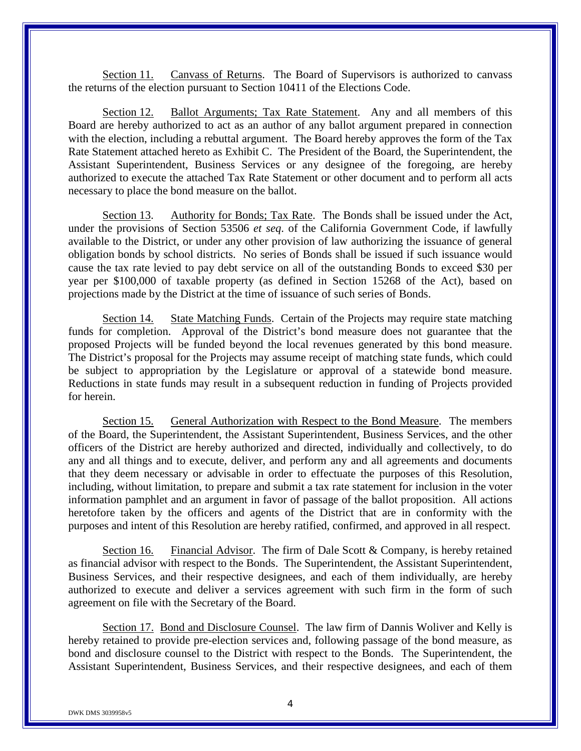Section 11. Canvass of Returns. The Board of Supervisors is authorized to canvass the returns of the election pursuant to Section 10411 of the Elections Code.

Section 12. Ballot Arguments; Tax Rate Statement. Any and all members of this Board are hereby authorized to act as an author of any ballot argument prepared in connection with the election, including a rebuttal argument. The Board hereby approves the form of the Tax Rate Statement attached hereto as Exhibit C. The President of the Board, the Superintendent, the Assistant Superintendent, Business Services or any designee of the foregoing, are hereby authorized to execute the attached Tax Rate Statement or other document and to perform all acts necessary to place the bond measure on the ballot.

Section 13. Authority for Bonds; Tax Rate. The Bonds shall be issued under the Act, under the provisions of Section 53506 *et seq*. of the California Government Code, if lawfully available to the District, or under any other provision of law authorizing the issuance of general obligation bonds by school districts. No series of Bonds shall be issued if such issuance would cause the tax rate levied to pay debt service on all of the outstanding Bonds to exceed $30 per year per $100,000 of taxable property (as defined in Section 15268 of the Act), based on projections made by the District at the time of issuance of such series of Bonds.

Section 14. State Matching Funds. Certain of the Projects may require state matching funds for completion. Approval of the District's bond measure does not guarantee that the proposed Projects will be funded beyond the local revenues generated by this bond measure. The District's proposal for the Projects may assume receipt of matching state funds, which could be subject to appropriation by the Legislature or approval of a statewide bond measure. Reductions in state funds may result in a subsequent reduction in funding of Projects provided for herein.

Section 15. General Authorization with Respect to the Bond Measure. The members of the Board, the Superintendent, the Assistant Superintendent, Business Services, and the other officers of the District are hereby authorized and directed, individually and collectively, to do any and all things and to execute, deliver, and perform any and all agreements and documents that they deem necessary or advisable in order to effectuate the purposes of this Resolution, including, without limitation, to prepare and submit a tax rate statement for inclusion in the voter information pamphlet and an argument in favor of passage of the ballot proposition. All actions heretofore taken by the officers and agents of the District that are in conformity with the purposes and intent of this Resolution are hereby ratified, confirmed, and approved in all respect.

Section 16. Financial Advisor. The firm of Dale Scott & Company, is hereby retained as financial advisor with respect to the Bonds. The Superintendent, the Assistant Superintendent, Business Services, and their respective designees, and each of them individually, are hereby authorized to execute and deliver a services agreement with such firm in the form of such agreement on file with the Secretary of the Board.

Section 17. Bond and Disclosure Counsel. The law firm of Dannis Woliver and Kelly is hereby retained to provide pre-election services and, following passage of the bond measure, as bond and disclosure counsel to the District with respect to the Bonds. The Superintendent, the Assistant Superintendent, Business Services, and their respective designees, and each of them

DWK DMS 3039958v5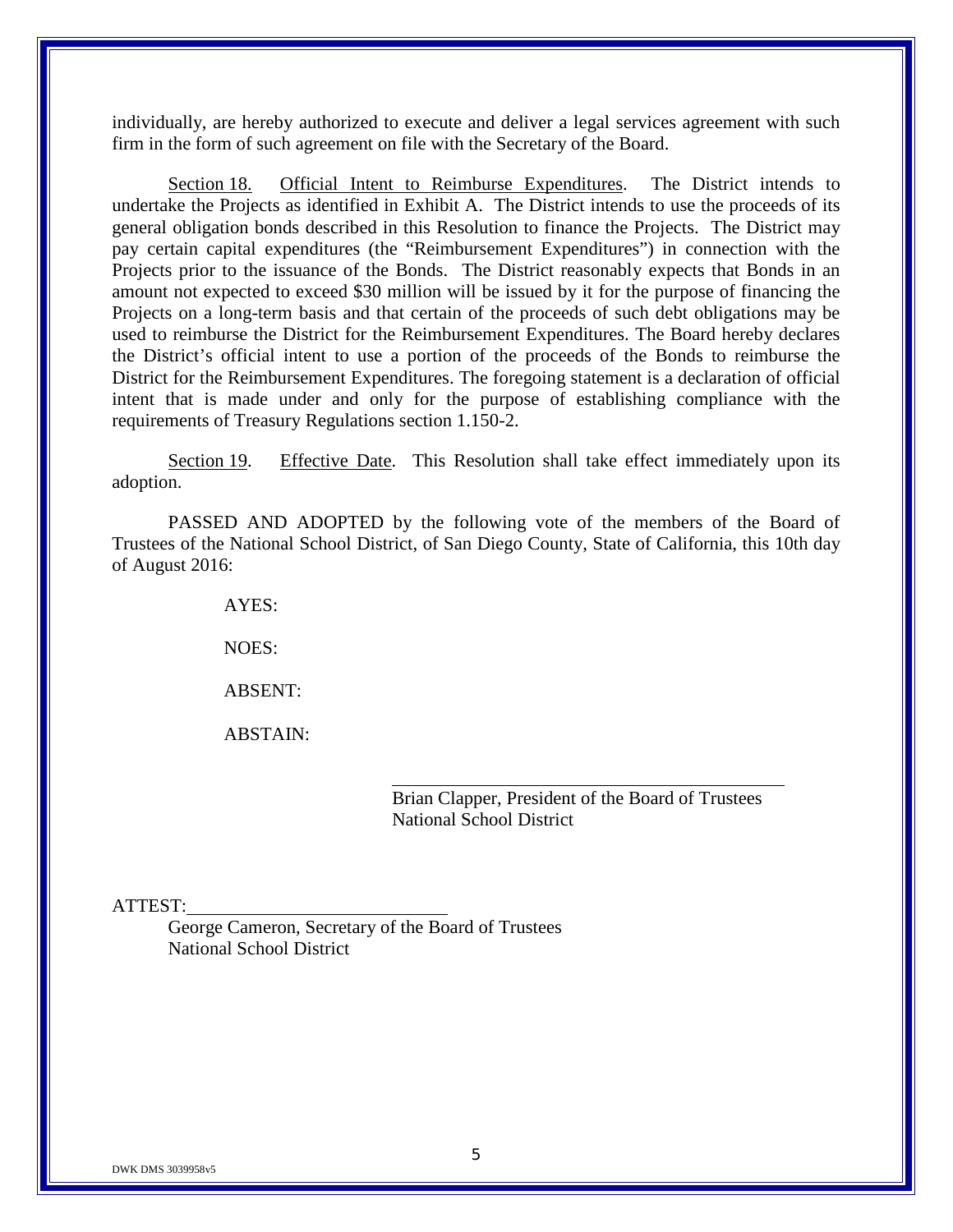individually, are hereby authorized to execute and deliver a legal services agreement with such firm in the form of such agreement on file with the Secretary of the Board.

Section 18. Official Intent to Reimburse Expenditures. The District intends to undertake the Projects as identified in Exhibit A. The District intends to use the proceeds of its general obligation bonds described in this Resolution to finance the Projects. The District may pay certain capital expenditures (the "Reimbursement Expenditures") in connection with the Projects prior to the issuance of the Bonds. The District reasonably expects that Bonds in an amount not expected to exceed $30 million will be issued by it for the purpose of financing the Projects on a long-term basis and that certain of the proceeds of such debt obligations may be used to reimburse the District for the Reimbursement Expenditures. The Board hereby declares the District's official intent to use a portion of the proceeds of the Bonds to reimburse the District for the Reimbursement Expenditures. The foregoing statement is a declaration of official intent that is made under and only for the purpose of establishing compliance with the requirements of Treasury Regulations section 1.150-2.

Section 19. Effective Date. This Resolution shall take effect immediately upon its adoption.

PASSED AND ADOPTED by the following vote of the members of the Board of Trustees of the National School District, of San Diego County, State of California, this 10th day of August 2016:

AYES:

NOES:

ABSENT:

ABSTAIN:

\_\_\_\_\_\_\_\_\_\_\_\_\_\_\_\_\_\_\_\_\_\_\_\_\_\_\_\_\_\_\_\_\_\_\_\_\_\_\_\_
Brian Clapper, President of the Board of Trustees
National School District

ATTEST: \_\_\_\_\_\_\_\_\_\_\_\_\_\_\_\_\_\_\_\_\_\_\_\_\_\_\_\_
George Cameron, Secretary of the Board of Trustees
National School District

DWK DMS 3039958v5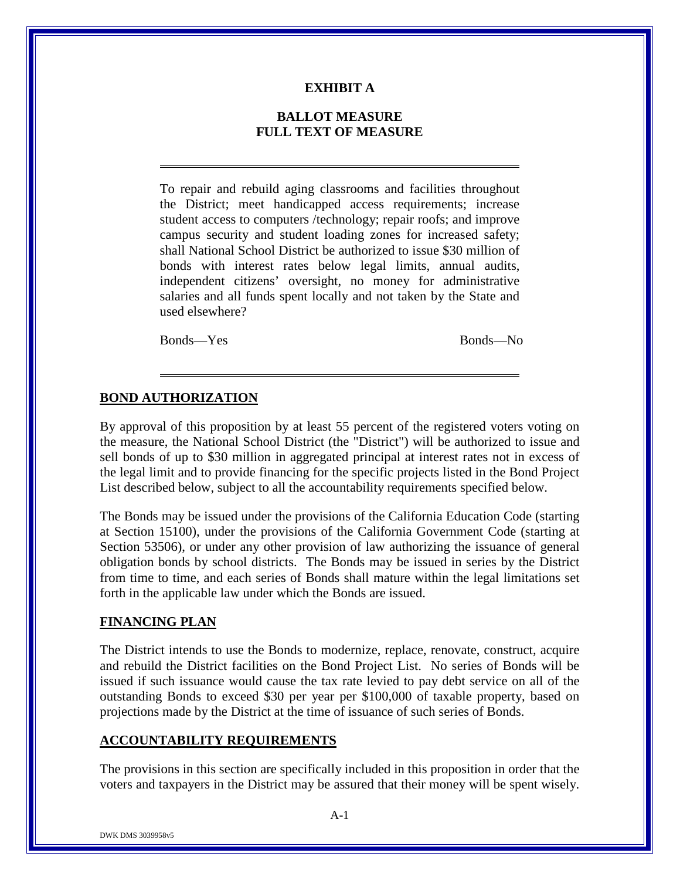# EXHIBIT A

## BALLOT MEASURE
## FULL TEXT OF MEASURE

---

To repair and rebuild aging classrooms and facilities throughout the District; meet handicapped access requirements; increase student access to computers /technology; repair roofs; and improve campus security and student loading zones for increased safety; shall National School District be authorized to issue $30 million of bonds with interest rates below legal limits, annual audits, independent citizens' oversight, no money for administrative salaries and all funds spent locally and not taken by the State and used elsewhere?

Bonds—Yes Bonds—No

---

### BOND AUTHORIZATION

By approval of this proposition by at least 55 percent of the registered voters voting on the measure, the National School District (the "District") will be authorized to issue and sell bonds of up to $30 million in aggregated principal at interest rates not in excess of the legal limit and to provide financing for the specific projects listed in the Bond Project List described below, subject to all the accountability requirements specified below.

The Bonds may be issued under the provisions of the California Education Code (starting at Section 15100), under the provisions of the California Government Code (starting at Section 53506), or under any other provision of law authorizing the issuance of general obligation bonds by school districts. The Bonds may be issued in series by the District from time to time, and each series of Bonds shall mature within the legal limitations set forth in the applicable law under which the Bonds are issued.

### FINANCING PLAN

The District intends to use the Bonds to modernize, replace, renovate, construct, acquire and rebuild the District facilities on the Bond Project List. No series of Bonds will be issued if such issuance would cause the tax rate levied to pay debt service on all of the outstanding Bonds to exceed $30 per year per $100,000 of taxable property, based on projections made by the District at the time of issuance of such series of Bonds.

### ACCOUNTABILITY REQUIREMENTS

The provisions in this section are specifically included in this proposition in order that the voters and taxpayers in the District may be assured that their money will be spent wisely.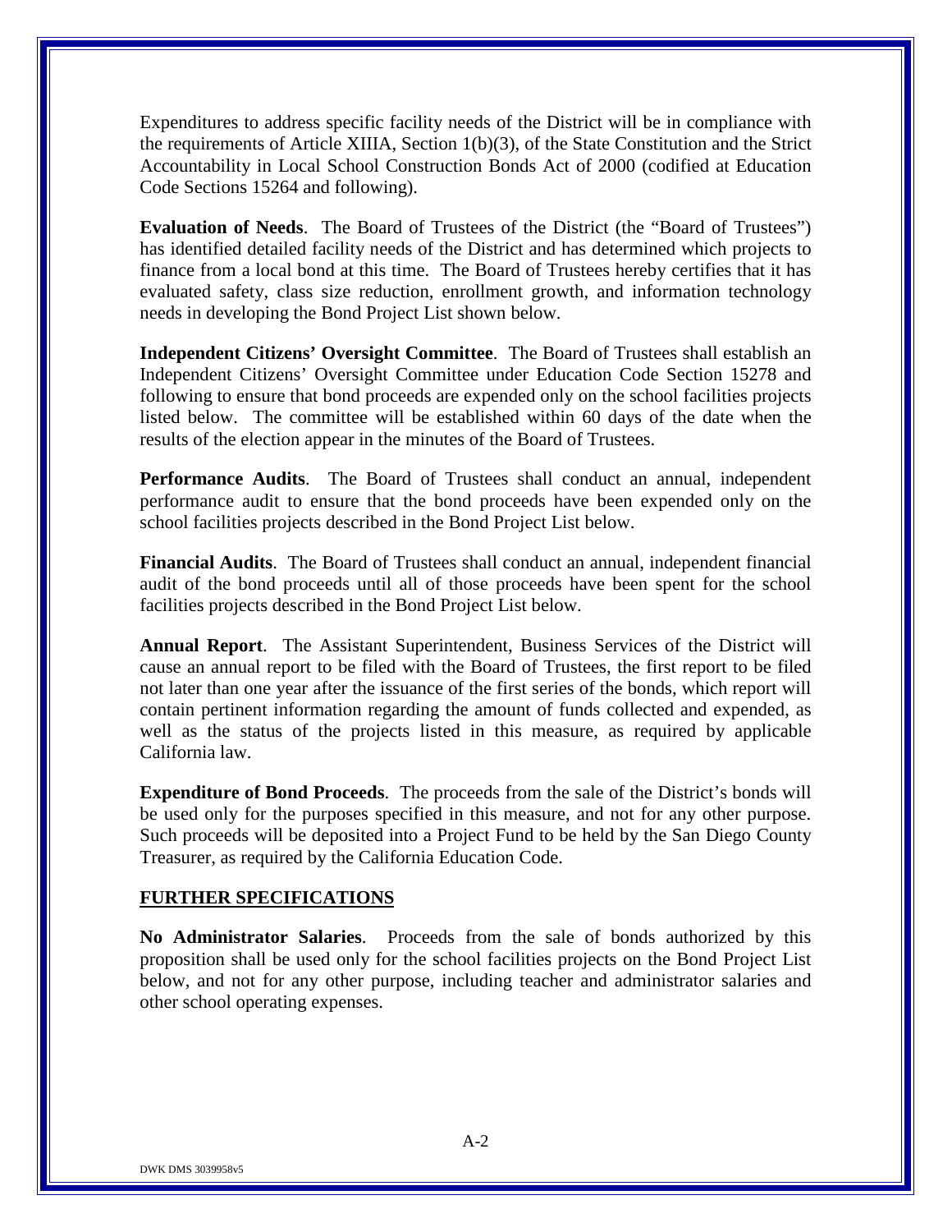Expenditures to address specific facility needs of the District will be in compliance with the requirements of Article XIIIA, Section 1(b)(3), of the State Constitution and the Strict Accountability in Local School Construction Bonds Act of 2000 (codified at Education Code Sections 15264 and following).

**Evaluation of Needs**. The Board of Trustees of the District (the "Board of Trustees") has identified detailed facility needs of the District and has determined which projects to finance from a local bond at this time. The Board of Trustees hereby certifies that it has evaluated safety, class size reduction, enrollment growth, and information technology needs in developing the Bond Project List shown below.

**Independent Citizens' Oversight Committee**. The Board of Trustees shall establish an Independent Citizens' Oversight Committee under Education Code Section 15278 and following to ensure that bond proceeds are expended only on the school facilities projects listed below. The committee will be established within 60 days of the date when the results of the election appear in the minutes of the Board of Trustees.

**Performance Audits**. The Board of Trustees shall conduct an annual, independent performance audit to ensure that the bond proceeds have been expended only on the school facilities projects described in the Bond Project List below.

**Financial Audits**. The Board of Trustees shall conduct an annual, independent financial audit of the bond proceeds until all of those proceeds have been spent for the school facilities projects described in the Bond Project List below.

**Annual Report**. The Assistant Superintendent, Business Services of the District will cause an annual report to be filed with the Board of Trustees, the first report to be filed not later than one year after the issuance of the first series of the bonds, which report will contain pertinent information regarding the amount of funds collected and expended, as well as the status of the projects listed in this measure, as required by applicable California law.

**Expenditure of Bond Proceeds**. The proceeds from the sale of the District's bonds will be used only for the purposes specified in this measure, and not for any other purpose. Such proceeds will be deposited into a Project Fund to be held by the San Diego County Treasurer, as required by the California Education Code.

## FURTHER SPECIFICATIONS

**No Administrator Salaries**. Proceeds from the sale of bonds authorized by this proposition shall be used only for the school facilities projects on the Bond Project List below, and not for any other purpose, including teacher and administrator salaries and other school operating expenses.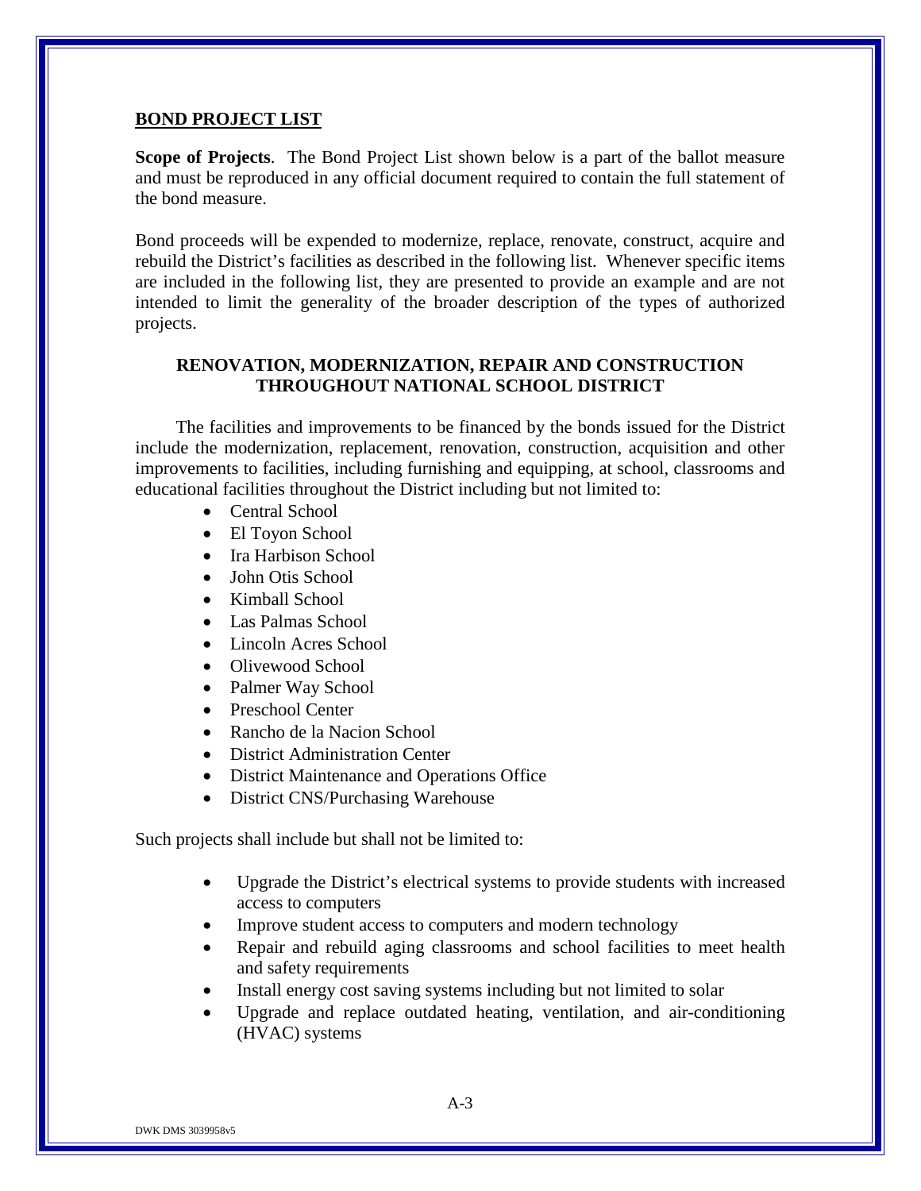## **BOND PROJECT LIST**

**Scope of Projects**. The Bond Project List shown below is a part of the ballot measure and must be reproduced in any official document required to contain the full statement of the bond measure.

Bond proceeds will be expended to modernize, replace, renovate, construct, acquire and rebuild the District's facilities as described in the following list. Whenever specific items are included in the following list, they are presented to provide an example and are not intended to limit the generality of the broader description of the types of authorized projects.

### RENOVATION, MODERNIZATION, REPAIR AND CONSTRUCTION THROUGHOUT NATIONAL SCHOOL DISTRICT

The facilities and improvements to be financed by the bonds issued for the District include the modernization, replacement, renovation, construction, acquisition and other improvements to facilities, including furnishing and equipping, at school, classrooms and educational facilities throughout the District including but not limited to:

- Central School
- El Toyon School
- Ira Harbison School
- John Otis School
- Kimball School
- Las Palmas School
- Lincoln Acres School
- Olivewood School
- Palmer Way School
- Preschool Center
- Rancho de la Nacion School
- District Administration Center
- District Maintenance and Operations Office
- District CNS/Purchasing Warehouse

Such projects shall include but shall not be limited to:

- Upgrade the District's electrical systems to provide students with increased access to computers
- Improve student access to computers and modern technology
- Repair and rebuild aging classrooms and school facilities to meet health and safety requirements
- Install energy cost saving systems including but not limited to solar
- Upgrade and replace outdated heating, ventilation, and air-conditioning (HVAC) systems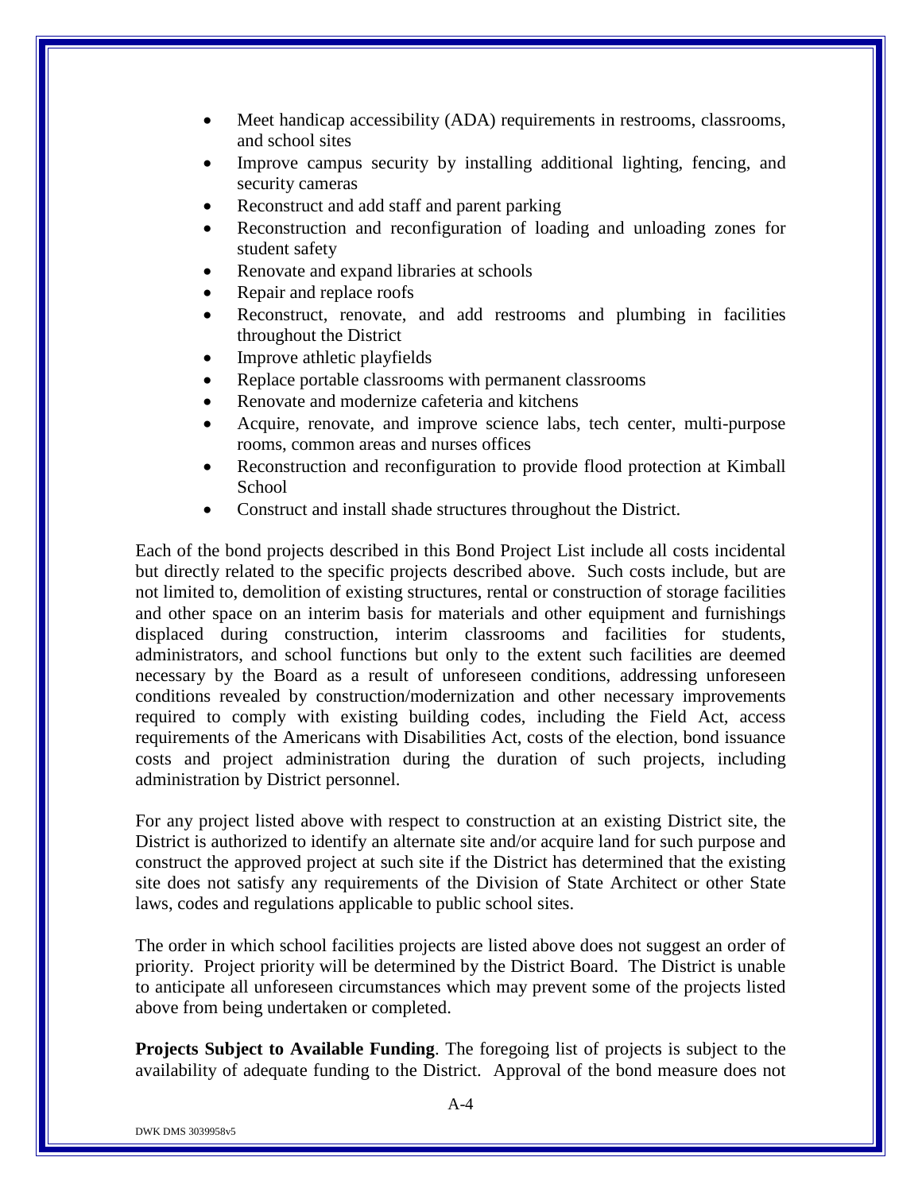- Meet handicap accessibility (ADA) requirements in restrooms, classrooms, and school sites
- Improve campus security by installing additional lighting, fencing, and security cameras
- Reconstruct and add staff and parent parking
- Reconstruction and reconfiguration of loading and unloading zones for student safety
- Renovate and expand libraries at schools
- Repair and replace roofs
- Reconstruct, renovate, and add restrooms and plumbing in facilities throughout the District
- Improve athletic playfields
- Replace portable classrooms with permanent classrooms
- Renovate and modernize cafeteria and kitchens
- Acquire, renovate, and improve science labs, tech center, multi-purpose rooms, common areas and nurses offices
- Reconstruction and reconfiguration to provide flood protection at Kimball School
- Construct and install shade structures throughout the District.

Each of the bond projects described in this Bond Project List include all costs incidental but directly related to the specific projects described above. Such costs include, but are not limited to, demolition of existing structures, rental or construction of storage facilities and other space on an interim basis for materials and other equipment and furnishings displaced during construction, interim classrooms and facilities for students, administrators, and school functions but only to the extent such facilities are deemed necessary by the Board as a result of unforeseen conditions, addressing unforeseen conditions revealed by construction/modernization and other necessary improvements required to comply with existing building codes, including the Field Act, access requirements of the Americans with Disabilities Act, costs of the election, bond issuance costs and project administration during the duration of such projects, including administration by District personnel.

For any project listed above with respect to construction at an existing District site, the District is authorized to identify an alternate site and/or acquire land for such purpose and construct the approved project at such site if the District has determined that the existing site does not satisfy any requirements of the Division of State Architect or other State laws, codes and regulations applicable to public school sites.

The order in which school facilities projects are listed above does not suggest an order of priority. Project priority will be determined by the District Board. The District is unable to anticipate all unforeseen circumstances which may prevent some of the projects listed above from being undertaken or completed.

**Projects Subject to Available Funding**. The foregoing list of projects is subject to the availability of adequate funding to the District. Approval of the bond measure does not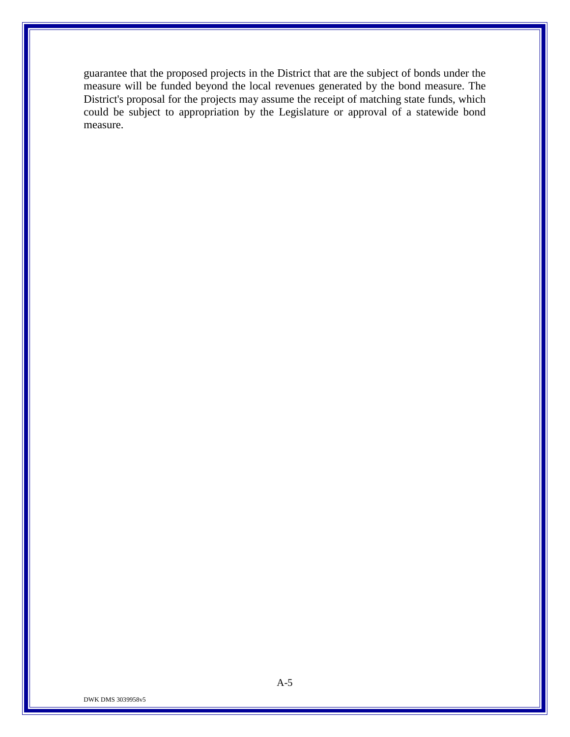guarantee that the proposed projects in the District that are the subject of bonds under the measure will be funded beyond the local revenues generated by the bond measure. The District's proposal for the projects may assume the receipt of matching state funds, which could be subject to appropriation by the Legislature or approval of a statewide bond measure.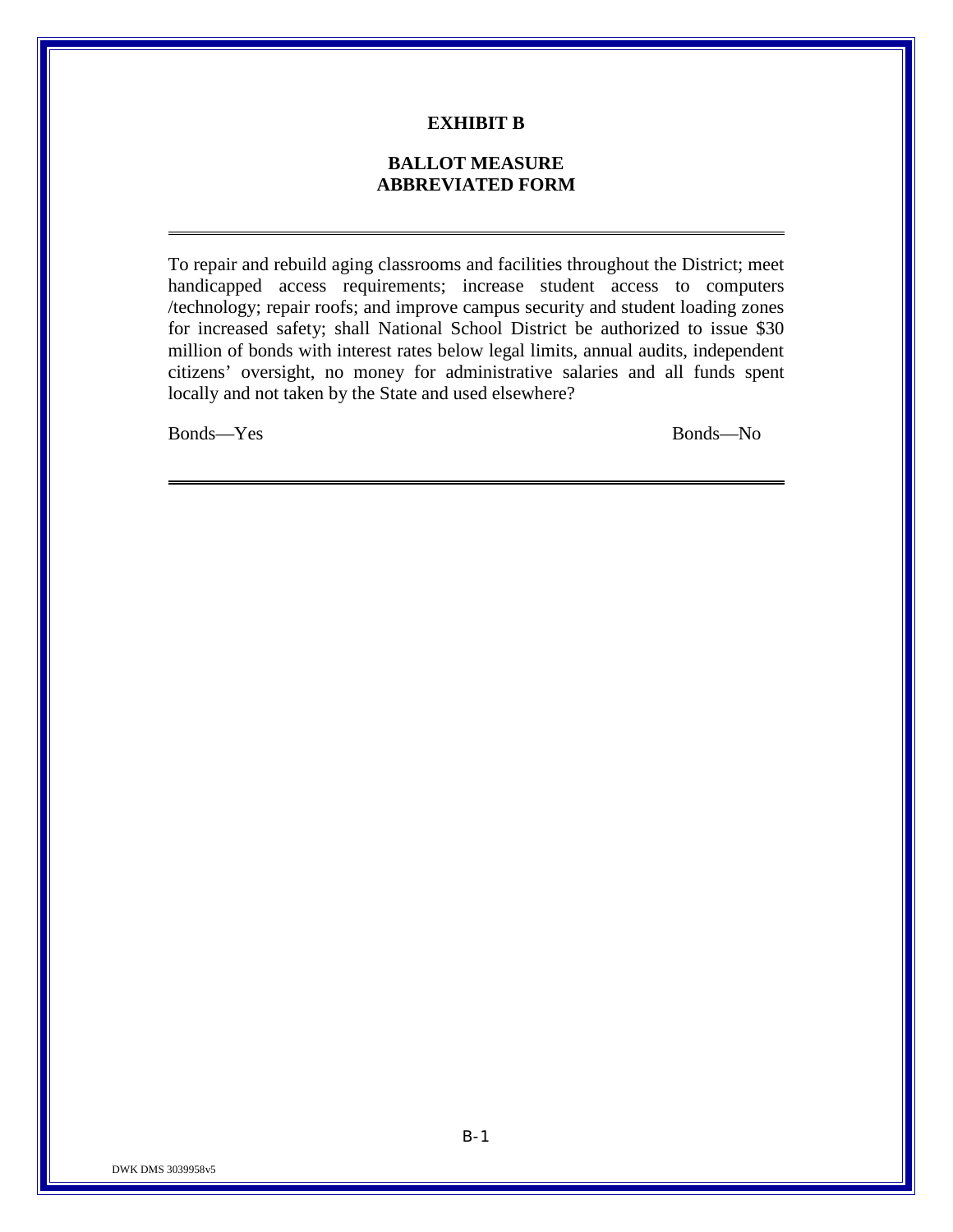# EXHIBIT B

## BALLOT MEASURE
## ABBREVIATED FORM

---

To repair and rebuild aging classrooms and facilities throughout the District; meet handicapped access requirements; increase student access to computers /technology; repair roofs; and improve campus security and student loading zones for increased safety; shall National School District be authorized to issue $30 million of bonds with interest rates below legal limits, annual audits, independent citizens' oversight, no money for administrative salaries and all funds spent locally and not taken by the State and used elsewhere?

Bonds—Yes                                                                                    Bonds—No

---

DWK DMS 3039958v5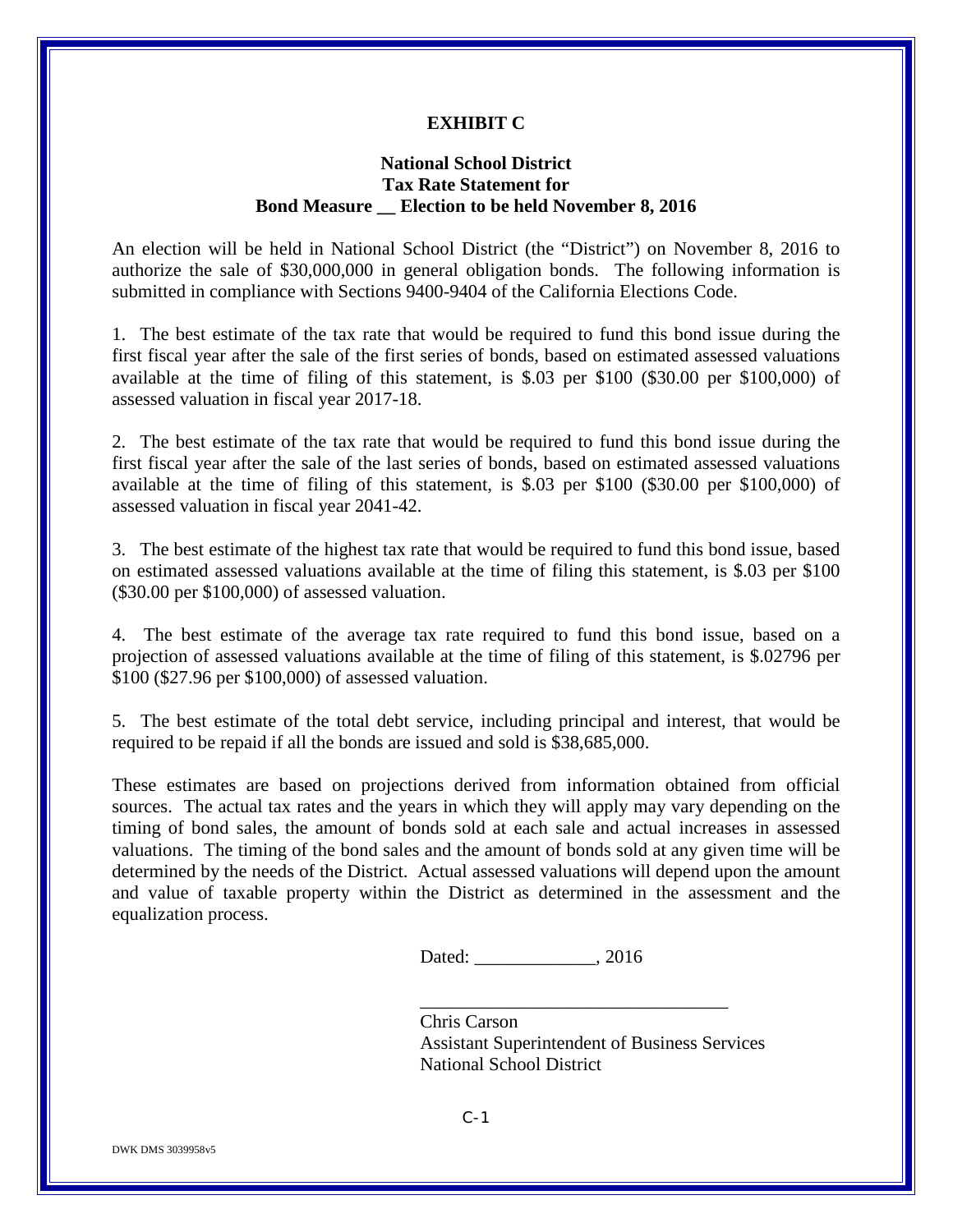# EXHIBIT C

## National School District
## Tax Rate Statement for
## Bond Measure __ Election to be held November 8, 2016

An election will be held in National School District (the "District") on November 8, 2016 to authorize the sale of $30,000,000 in general obligation bonds. The following information is submitted in compliance with Sections 9400-9404 of the California Elections Code.

1. The best estimate of the tax rate that would be required to fund this bond issue during the first fiscal year after the sale of the first series of bonds, based on estimated assessed valuations available at the time of filing of this statement, is $.03 per $100 ($30.00 per $100,000) of assessed valuation in fiscal year 2017-18.

2. The best estimate of the tax rate that would be required to fund this bond issue during the first fiscal year after the sale of the last series of bonds, based on estimated assessed valuations available at the time of filing of this statement, is $.03 per $100 ($30.00 per $100,000) of assessed valuation in fiscal year 2041-42.

3. The best estimate of the highest tax rate that would be required to fund this bond issue, based on estimated assessed valuations available at the time of filing this statement, is $.03 per $100 ($30.00 per $100,000) of assessed valuation.

4. The best estimate of the average tax rate required to fund this bond issue, based on a projection of assessed valuations available at the time of filing of this statement, is $.02796 per $100 ($27.96 per $100,000) of assessed valuation.

5. The best estimate of the total debt service, including principal and interest, that would be required to be repaid if all the bonds are issued and sold is $38,685,000.

These estimates are based on projections derived from information obtained from official sources. The actual tax rates and the years in which they will apply may vary depending on the timing of bond sales, the amount of bonds sold at each sale and actual increases in assessed valuations. The timing of the bond sales and the amount of bonds sold at any given time will be determined by the needs of the District. Actual assessed valuations will depend upon the amount and value of taxable property within the District as determined in the assessment and the equalization process.

Dated: _____________, 2016

__________________________________

Chris Carson
Assistant Superintendent of Business Services
National School District

C-1

DWK DMS 3039958v5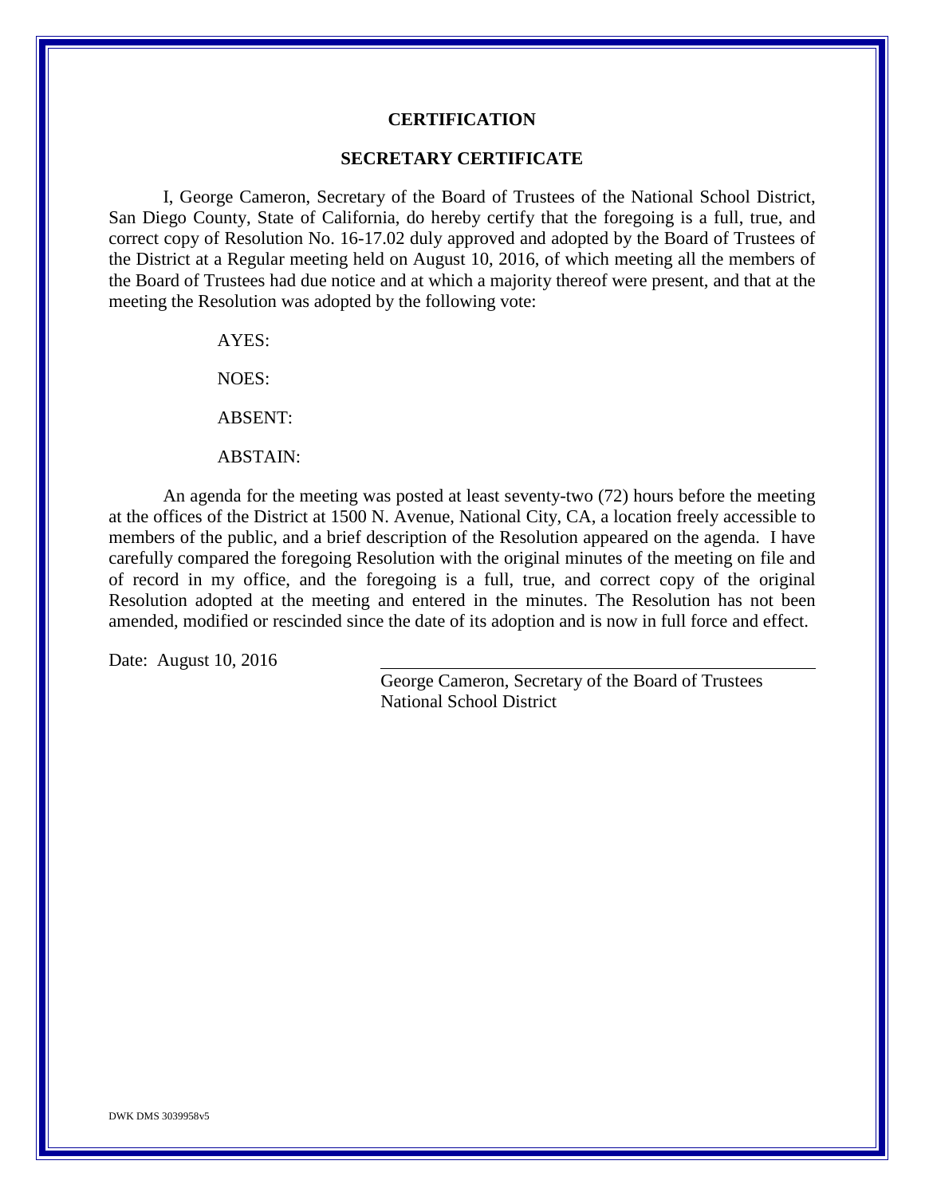## CERTIFICATION

## SECRETARY CERTIFICATE

I, George Cameron, Secretary of the Board of Trustees of the National School District, San Diego County, State of California, do hereby certify that the foregoing is a full, true, and correct copy of Resolution No. 16-17.02 duly approved and adopted by the Board of Trustees of the District at a Regular meeting held on August 10, 2016, of which meeting all the members of the Board of Trustees had due notice and at which a majority thereof were present, and that at the meeting the Resolution was adopted by the following vote:

AYES:

NOES:

ABSENT:

ABSTAIN:

An agenda for the meeting was posted at least seventy-two (72) hours before the meeting at the offices of the District at 1500 N. Avenue, National City, CA, a location freely accessible to members of the public, and a brief description of the Resolution appeared on the agenda. I have carefully compared the foregoing Resolution with the original minutes of the meeting on file and of record in my office, and the foregoing is a full, true, and correct copy of the original Resolution adopted at the meeting and entered in the minutes. The Resolution has not been amended, modified or rescinded since the date of its adoption and is now in full force and effect.

Date: August 10, 2016

\_\_\_\_\_\_\_\_\_\_\_\_\_\_\_\_\_\_\_\_\_\_\_\_\_\_\_\_\_\_\_\_\_\_\_\_\_\_\_\_

George Cameron, Secretary of the Board of Trustees
National School District

DWK DMS 3039958v5